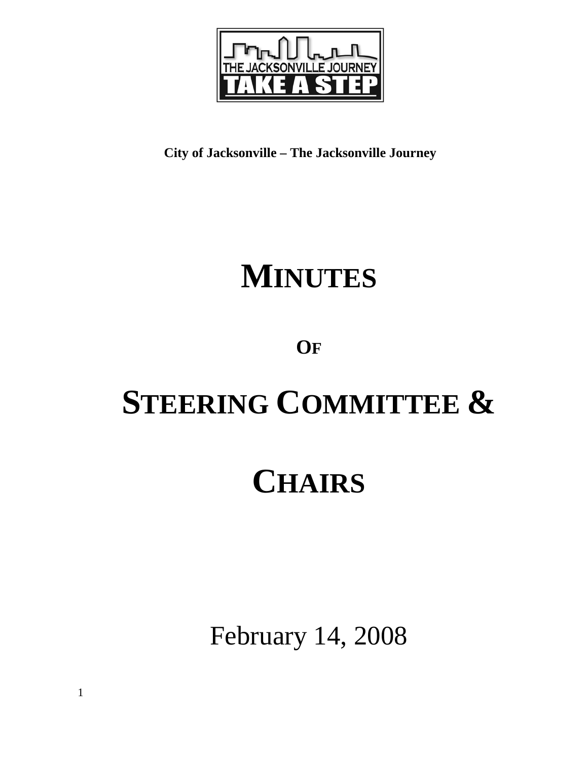**City of Jacksonville – The Jacksonville Journey**

# MINUTES

## OF

# STEERING COMMITTEE &

# CHAIRS

February 14, 2008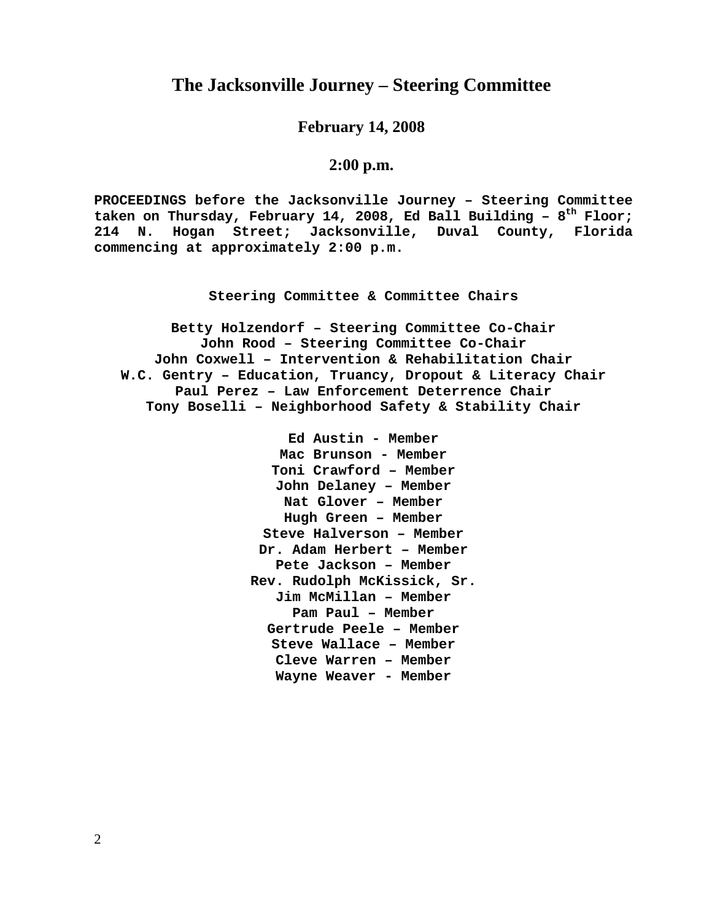# The Jacksonville Journey – Steering Committee

**February 14, 2008**

**2:00 p.m.**

**PROCEEDINGS before the Jacksonville Journey – Steering Committee taken on Thursday, February 14, 2008, Ed Ball Building – 8th Floor; 214 N. Hogan Street; Jacksonville, Duval County, Florida commencing at approximately 2:00 p.m.**

**Steering Committee & Committee Chairs**

**Betty Holzendorf – Steering Committee Co-Chair**
**John Rood – Steering Committee Co-Chair**
**John Coxwell – Intervention & Rehabilitation Chair**
**W.C. Gentry – Education, Truancy, Dropout & Literacy Chair**
**Paul Perez – Law Enforcement Deterrence Chair**
**Tony Boselli – Neighborhood Safety & Stability Chair**

**Ed Austin - Member**
**Mac Brunson - Member**
**Toni Crawford – Member**
**John Delaney – Member**
**Nat Glover – Member**
**Hugh Green – Member**
**Steve Halverson – Member**
**Dr. Adam Herbert – Member**
**Pete Jackson – Member**
**Rev. Rudolph McKissick, Sr.**
**Jim McMillan – Member**
**Pam Paul – Member**
**Gertrude Peele – Member**
**Steve Wallace – Member**
**Cleve Warren – Member**
**Wayne Weaver - Member**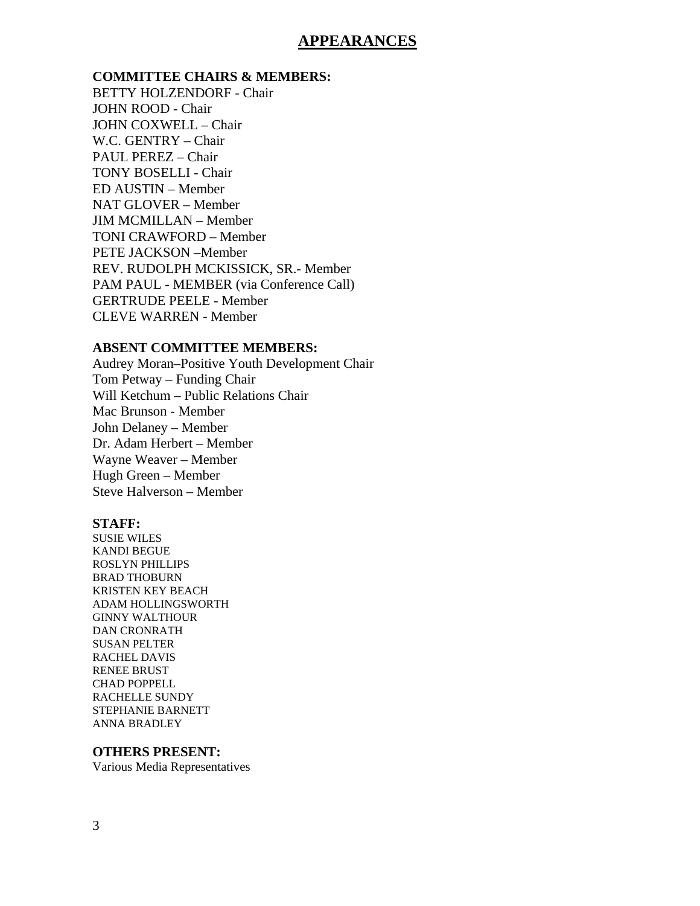# APPEARANCES

**COMMITTEE CHAIRS & MEMBERS:**

BETTY HOLZENDORF - Chair
JOHN ROOD - Chair
JOHN COXWELL – Chair
W.C. GENTRY – Chair
PAUL PEREZ – Chair
TONY BOSELLI - Chair
ED AUSTIN – Member
NAT GLOVER – Member
JIM MCMILLAN – Member
TONI CRAWFORD – Member
PETE JACKSON –Member
REV. RUDOLPH MCKISSICK, SR.- Member
PAM PAUL - MEMBER (via Conference Call)
GERTRUDE PEELE - Member
CLEVE WARREN - Member

**ABSENT COMMITTEE MEMBERS:**

Audrey Moran–Positive Youth Development Chair
Tom Petway – Funding Chair
Will Ketchum – Public Relations Chair
Mac Brunson - Member
John Delaney – Member
Dr. Adam Herbert – Member
Wayne Weaver – Member
Hugh Green – Member
Steve Halverson – Member

**STAFF:**

SUSIE WILES
KANDI BEGUE
ROSLYN PHILLIPS
BRAD THOBURN
KRISTEN KEY BEACH
ADAM HOLLINGSWORTH
GINNY WALTHOUR
DAN CRONRATH
SUSAN PELTER
RACHEL DAVIS
RENEE BRUST
CHAD POPPELL
RACHELLE SUNDY
STEPHANIE BARNETT
ANNA BRADLEY

**OTHERS PRESENT:**

Various Media Representatives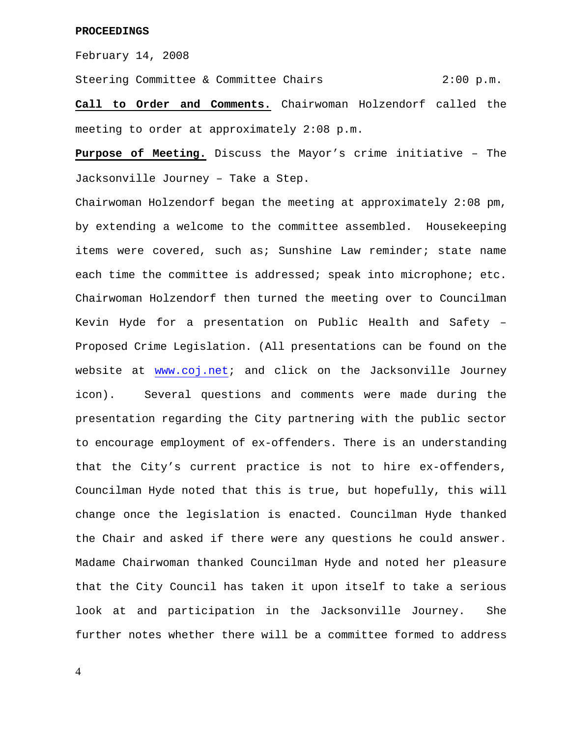**PROCEEDINGS**

February 14, 2008

Steering Committee & Committee Chairs 2:00 p.m.

**Call to Order and Comments.** Chairwoman Holzendorf called the meeting to order at approximately 2:08 p.m.

**Purpose of Meeting.** Discuss the Mayor's crime initiative – The Jacksonville Journey – Take a Step.

Chairwoman Holzendorf began the meeting at approximately 2:08 pm, by extending a welcome to the committee assembled. Housekeeping items were covered, such as; Sunshine Law reminder; state name each time the committee is addressed; speak into microphone; etc. Chairwoman Holzendorf then turned the meeting over to Councilman Kevin Hyde for a presentation on Public Health and Safety – Proposed Crime Legislation. (All presentations can be found on the website at www.coj.net; and click on the Jacksonville Journey icon). Several questions and comments were made during the presentation regarding the City partnering with the public sector to encourage employment of ex-offenders. There is an understanding that the City's current practice is not to hire ex-offenders, Councilman Hyde noted that this is true, but hopefully, this will change once the legislation is enacted. Councilman Hyde thanked the Chair and asked if there were any questions he could answer. Madame Chairwoman thanked Councilman Hyde and noted her pleasure that the City Council has taken it upon itself to take a serious look at and participation in the Jacksonville Journey. She further notes whether there will be a committee formed to address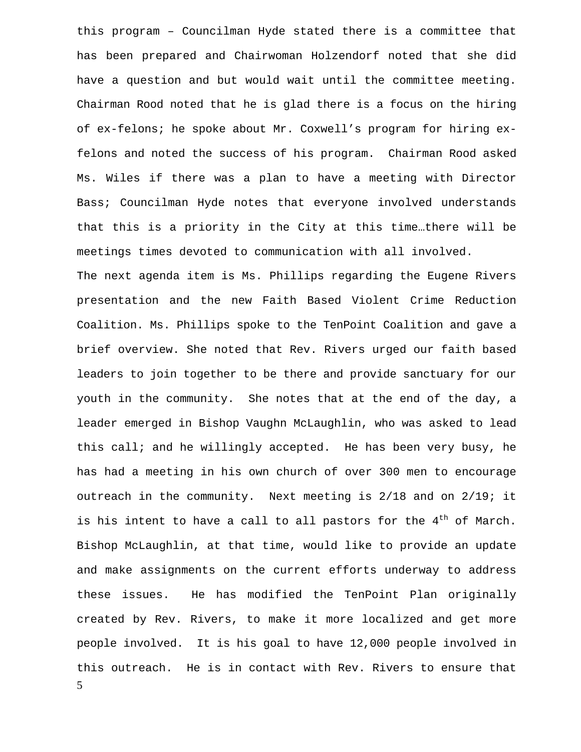this program – Councilman Hyde stated there is a committee that has been prepared and Chairwoman Holzendorf noted that she did have a question and but would wait until the committee meeting. Chairman Rood noted that he is glad there is a focus on the hiring of ex-felons; he spoke about Mr. Coxwell's program for hiring ex-felons and noted the success of his program. Chairman Rood asked Ms. Wiles if there was a plan to have a meeting with Director Bass; Councilman Hyde notes that everyone involved understands that this is a priority in the City at this time…there will be meetings times devoted to communication with all involved.

The next agenda item is Ms. Phillips regarding the Eugene Rivers presentation and the new Faith Based Violent Crime Reduction Coalition. Ms. Phillips spoke to the TenPoint Coalition and gave a brief overview. She noted that Rev. Rivers urged our faith based leaders to join together to be there and provide sanctuary for our youth in the community. She notes that at the end of the day, a leader emerged in Bishop Vaughn McLaughlin, who was asked to lead this call; and he willingly accepted. He has been very busy, he has had a meeting in his own church of over 300 men to encourage outreach in the community. Next meeting is 2/18 and on 2/19; it is his intent to have a call to all pastors for the 4th of March. Bishop McLaughlin, at that time, would like to provide an update and make assignments on the current efforts underway to address these issues. He has modified the TenPoint Plan originally created by Rev. Rivers, to make it more localized and get more people involved. It is his goal to have 12,000 people involved in this outreach. He is in contact with Rev. Rivers to ensure that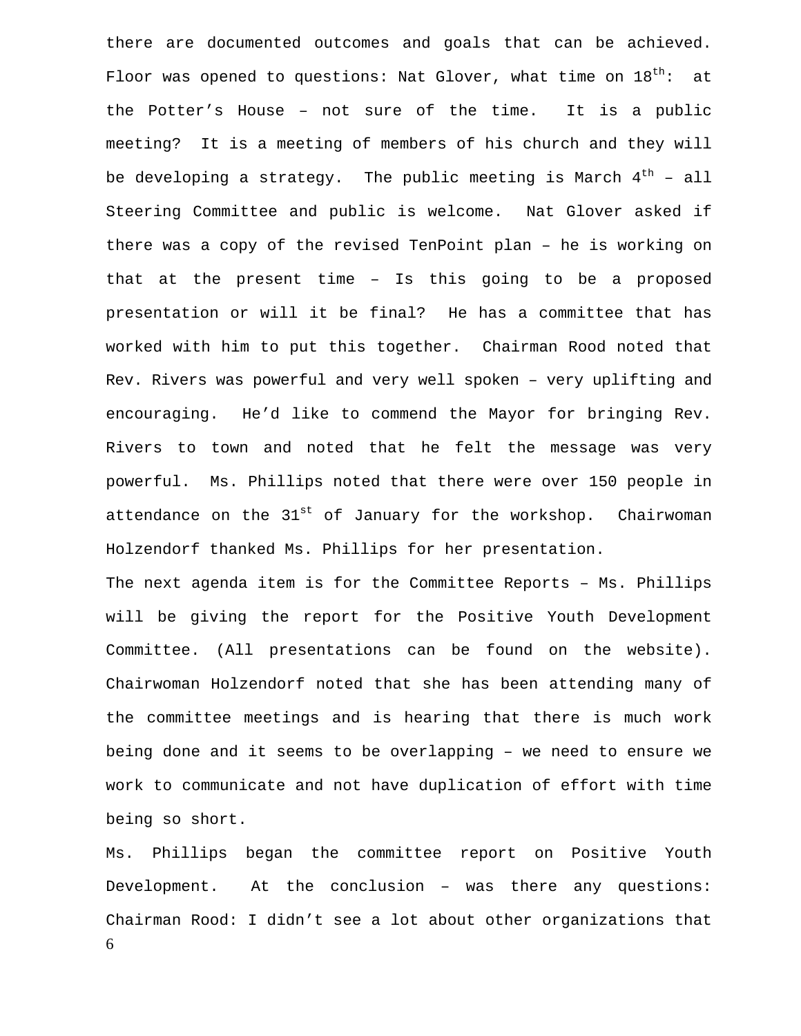there are documented outcomes and goals that can be achieved. Floor was opened to questions: Nat Glover, what time on 18th: at the Potter's House – not sure of the time. It is a public meeting? It is a meeting of members of his church and they will be developing a strategy. The public meeting is March 4th – all Steering Committee and public is welcome. Nat Glover asked if there was a copy of the revised TenPoint plan – he is working on that at the present time – Is this going to be a proposed presentation or will it be final? He has a committee that has worked with him to put this together. Chairman Rood noted that Rev. Rivers was powerful and very well spoken – very uplifting and encouraging. He'd like to commend the Mayor for bringing Rev. Rivers to town and noted that he felt the message was very powerful. Ms. Phillips noted that there were over 150 people in attendance on the 31st of January for the workshop. Chairwoman Holzendorf thanked Ms. Phillips for her presentation.

The next agenda item is for the Committee Reports – Ms. Phillips will be giving the report for the Positive Youth Development Committee. (All presentations can be found on the website). Chairwoman Holzendorf noted that she has been attending many of the committee meetings and is hearing that there is much work being done and it seems to be overlapping – we need to ensure we work to communicate and not have duplication of effort with time being so short.

Ms. Phillips began the committee report on Positive Youth Development. At the conclusion – was there any questions: Chairman Rood: I didn't see a lot about other organizations that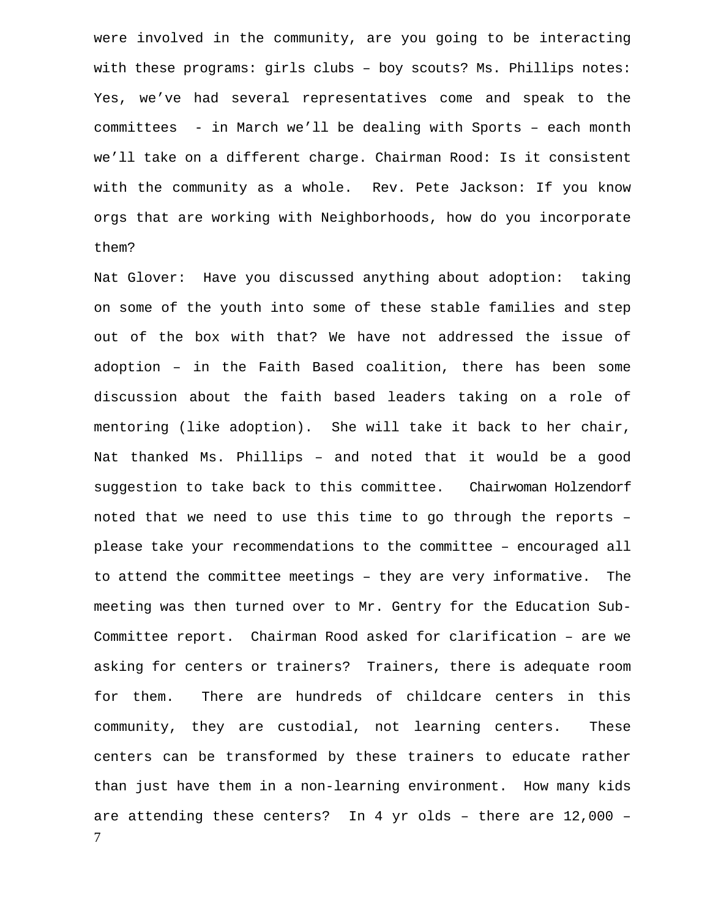were involved in the community, are you going to be interacting with these programs: girls clubs – boy scouts? Ms. Phillips notes: Yes, we've had several representatives come and speak to the committees - in March we'll be dealing with Sports – each month we'll take on a different charge. Chairman Rood: Is it consistent with the community as a whole. Rev. Pete Jackson: If you know orgs that are working with Neighborhoods, how do you incorporate them?

Nat Glover: Have you discussed anything about adoption: taking on some of the youth into some of these stable families and step out of the box with that? We have not addressed the issue of adoption – in the Faith Based coalition, there has been some discussion about the faith based leaders taking on a role of mentoring (like adoption). She will take it back to her chair, Nat thanked Ms. Phillips – and noted that it would be a good suggestion to take back to this committee. Chairwoman Holzendorf noted that we need to use this time to go through the reports – please take your recommendations to the committee – encouraged all to attend the committee meetings – they are very informative. The meeting was then turned over to Mr. Gentry for the Education Sub-Committee report. Chairman Rood asked for clarification – are we asking for centers or trainers? Trainers, there is adequate room for them. There are hundreds of childcare centers in this community, they are custodial, not learning centers. These centers can be transformed by these trainers to educate rather than just have them in a non-learning environment. How many kids are attending these centers? In 4 yr olds – there are 12,000 –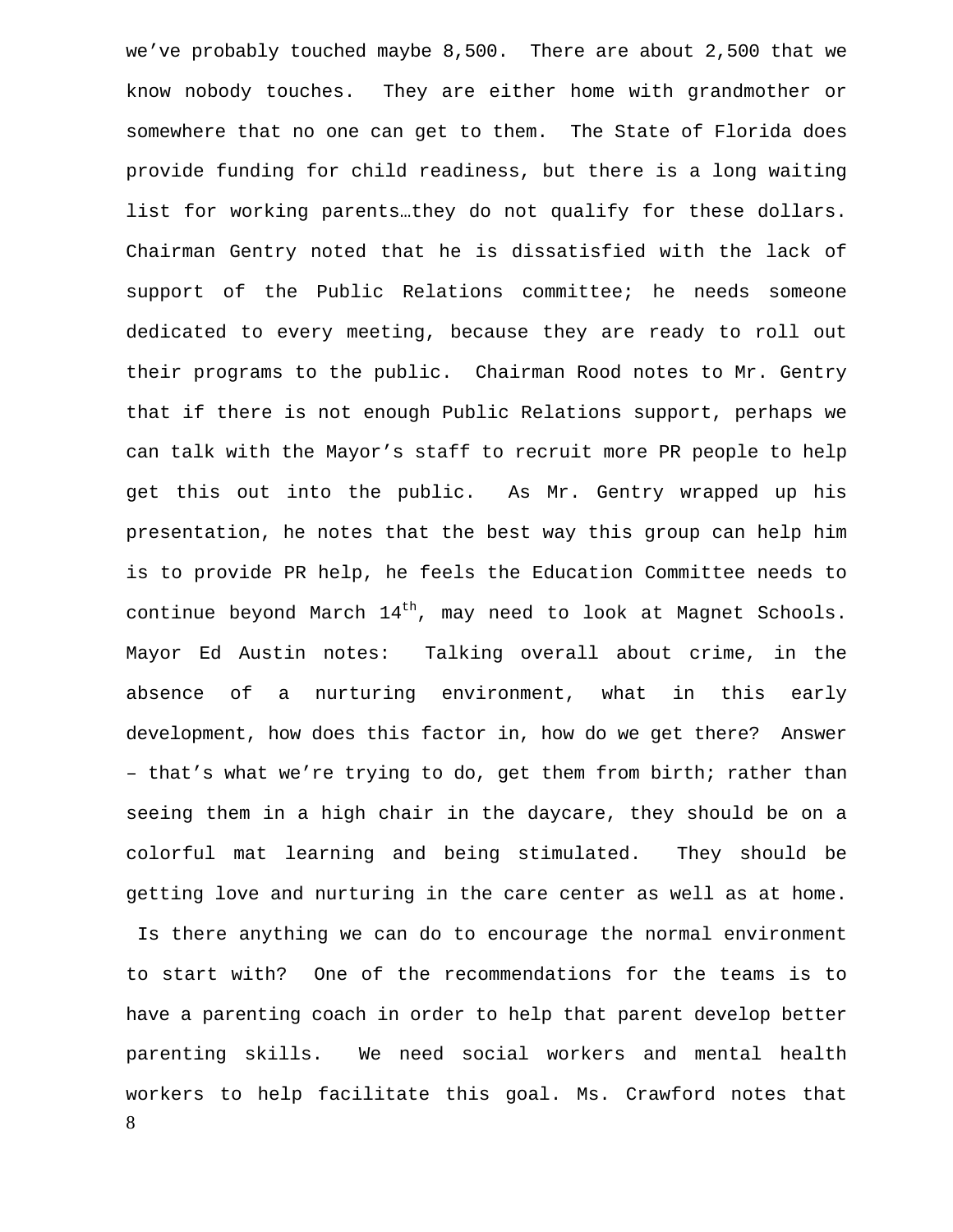we've probably touched maybe 8,500. There are about 2,500 that we know nobody touches. They are either home with grandmother or somewhere that no one can get to them. The State of Florida does provide funding for child readiness, but there is a long waiting list for working parents…they do not qualify for these dollars. Chairman Gentry noted that he is dissatisfied with the lack of support of the Public Relations committee; he needs someone dedicated to every meeting, because they are ready to roll out their programs to the public. Chairman Rood notes to Mr. Gentry that if there is not enough Public Relations support, perhaps we can talk with the Mayor's staff to recruit more PR people to help get this out into the public. As Mr. Gentry wrapped up his presentation, he notes that the best way this group can help him is to provide PR help, he feels the Education Committee needs to continue beyond March 14th, may need to look at Magnet Schools. Mayor Ed Austin notes: Talking overall about crime, in the absence of a nurturing environment, what in this early development, how does this factor in, how do we get there? Answer – that's what we're trying to do, get them from birth; rather than seeing them in a high chair in the daycare, they should be on a colorful mat learning and being stimulated. They should be getting love and nurturing in the care center as well as at home. Is there anything we can do to encourage the normal environment to start with? One of the recommendations for the teams is to have a parenting coach in order to help that parent develop better parenting skills. We need social workers and mental health workers to help facilitate this goal. Ms. Crawford notes that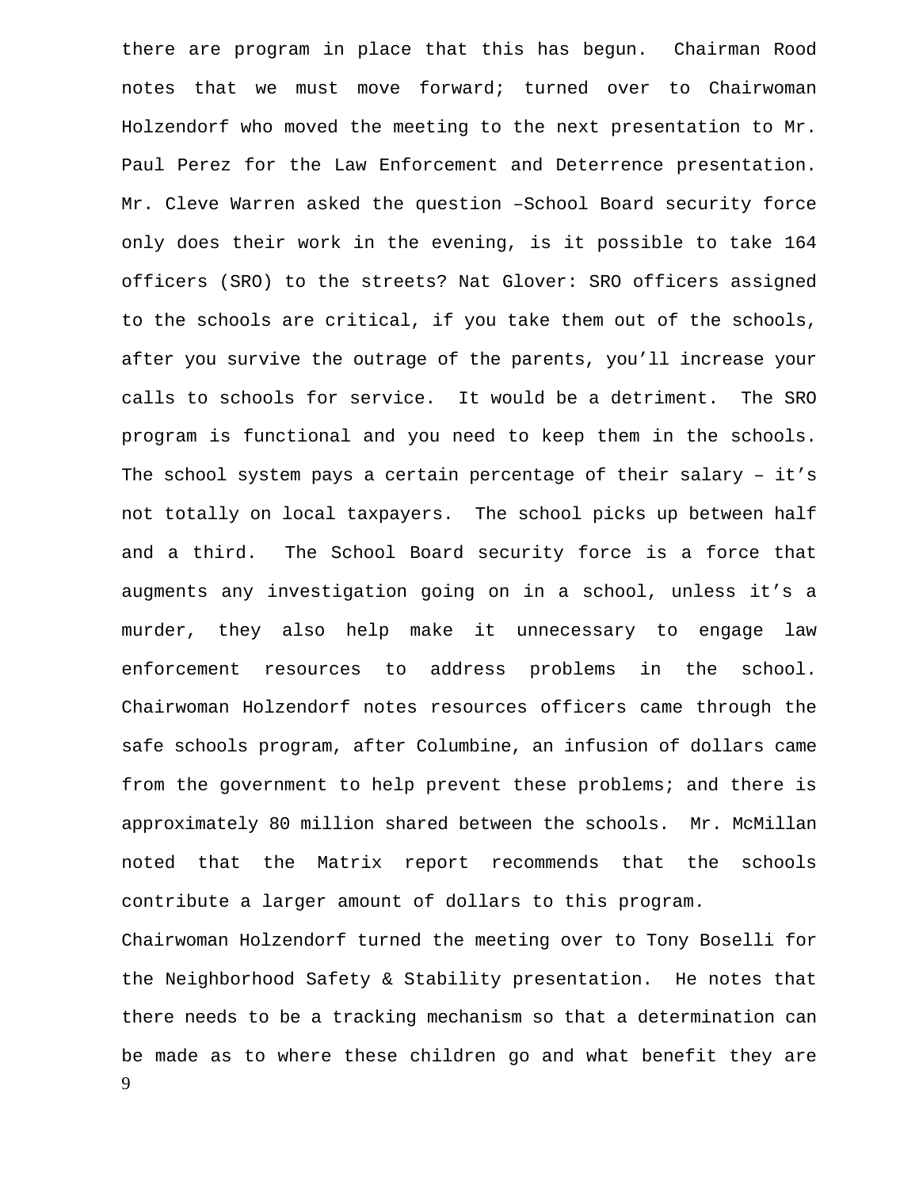there are program in place that this has begun. Chairman Rood notes that we must move forward; turned over to Chairwoman Holzendorf who moved the meeting to the next presentation to Mr. Paul Perez for the Law Enforcement and Deterrence presentation. Mr. Cleve Warren asked the question –School Board security force only does their work in the evening, is it possible to take 164 officers (SRO) to the streets? Nat Glover: SRO officers assigned to the schools are critical, if you take them out of the schools, after you survive the outrage of the parents, you'll increase your calls to schools for service. It would be a detriment. The SRO program is functional and you need to keep them in the schools. The school system pays a certain percentage of their salary – it's not totally on local taxpayers. The school picks up between half and a third. The School Board security force is a force that augments any investigation going on in a school, unless it's a murder, they also help make it unnecessary to engage law enforcement resources to address problems in the school. Chairwoman Holzendorf notes resources officers came through the safe schools program, after Columbine, an infusion of dollars came from the government to help prevent these problems; and there is approximately 80 million shared between the schools. Mr. McMillan noted that the Matrix report recommends that the schools contribute a larger amount of dollars to this program.

Chairwoman Holzendorf turned the meeting over to Tony Boselli for the Neighborhood Safety & Stability presentation. He notes that there needs to be a tracking mechanism so that a determination can be made as to where these children go and what benefit they are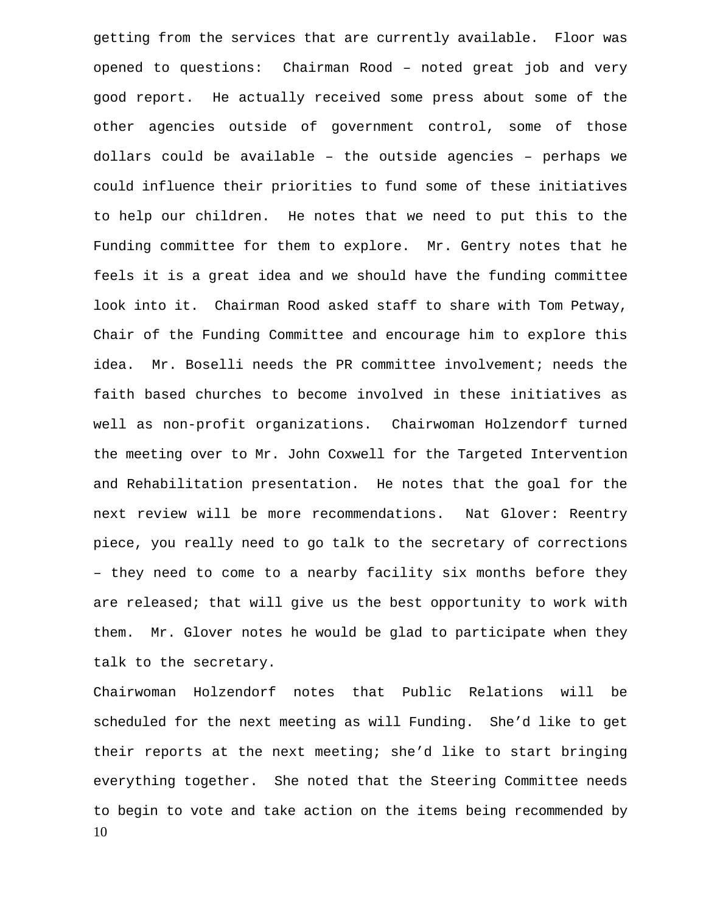getting from the services that are currently available. Floor was opened to questions: Chairman Rood – noted great job and very good report. He actually received some press about some of the other agencies outside of government control, some of those dollars could be available – the outside agencies – perhaps we could influence their priorities to fund some of these initiatives to help our children. He notes that we need to put this to the Funding committee for them to explore. Mr. Gentry notes that he feels it is a great idea and we should have the funding committee look into it. Chairman Rood asked staff to share with Tom Petway, Chair of the Funding Committee and encourage him to explore this idea. Mr. Boselli needs the PR committee involvement; needs the faith based churches to become involved in these initiatives as well as non-profit organizations. Chairwoman Holzendorf turned the meeting over to Mr. John Coxwell for the Targeted Intervention and Rehabilitation presentation. He notes that the goal for the next review will be more recommendations. Nat Glover: Reentry piece, you really need to go talk to the secretary of corrections – they need to come to a nearby facility six months before they are released; that will give us the best opportunity to work with them. Mr. Glover notes he would be glad to participate when they talk to the secretary.

Chairwoman Holzendorf notes that Public Relations will be scheduled for the next meeting as will Funding. She'd like to get their reports at the next meeting; she'd like to start bringing everything together. She noted that the Steering Committee needs to begin to vote and take action on the items being recommended by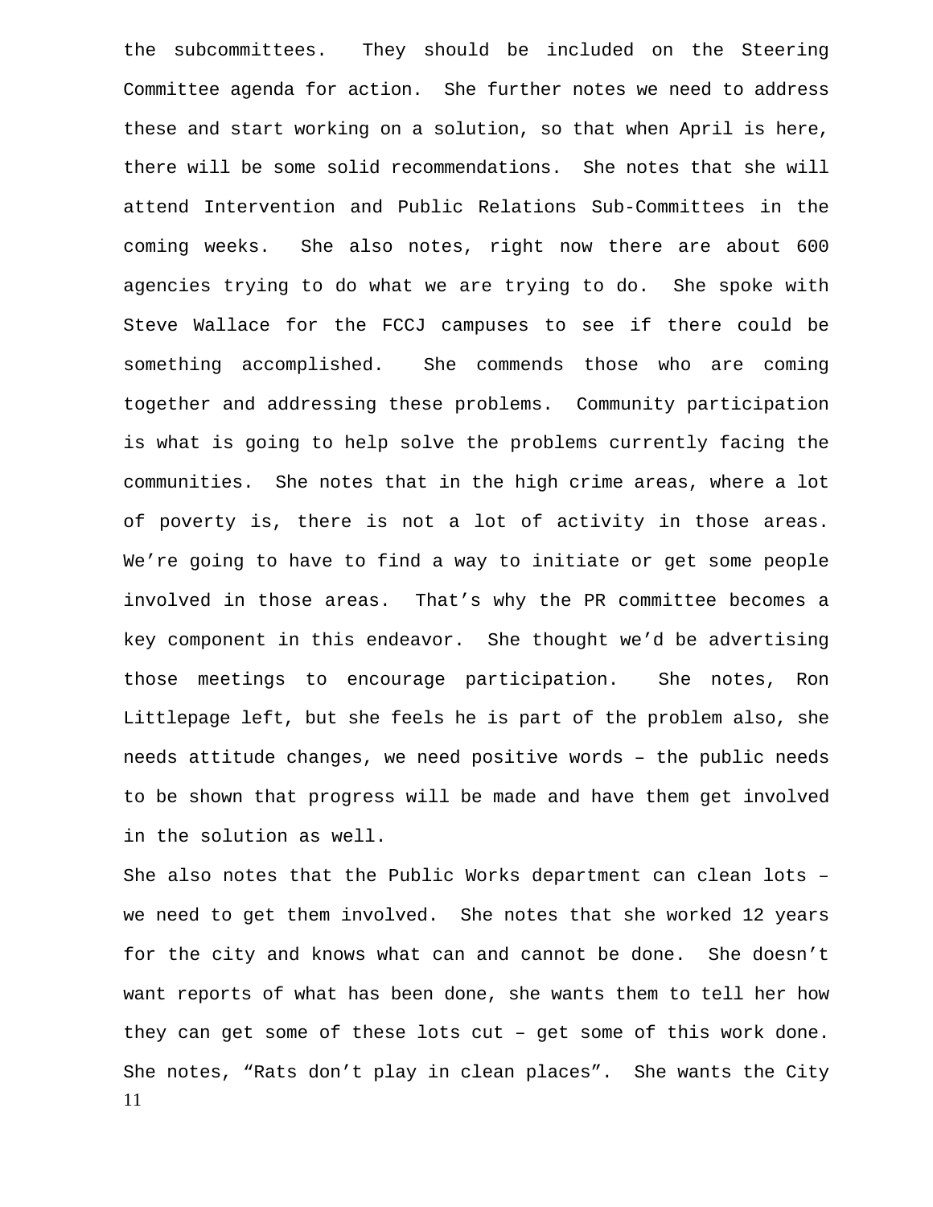the subcommittees. They should be included on the Steering Committee agenda for action. She further notes we need to address these and start working on a solution, so that when April is here, there will be some solid recommendations. She notes that she will attend Intervention and Public Relations Sub-Committees in the coming weeks. She also notes, right now there are about 600 agencies trying to do what we are trying to do. She spoke with Steve Wallace for the FCCJ campuses to see if there could be something accomplished. She commends those who are coming together and addressing these problems. Community participation is what is going to help solve the problems currently facing the communities. She notes that in the high crime areas, where a lot of poverty is, there is not a lot of activity in those areas. We're going to have to find a way to initiate or get some people involved in those areas. That's why the PR committee becomes a key component in this endeavor. She thought we'd be advertising those meetings to encourage participation. She notes, Ron Littlepage left, but she feels he is part of the problem also, she needs attitude changes, we need positive words – the public needs to be shown that progress will be made and have them get involved in the solution as well.

She also notes that the Public Works department can clean lots – we need to get them involved. She notes that she worked 12 years for the city and knows what can and cannot be done. She doesn't want reports of what has been done, she wants them to tell her how they can get some of these lots cut – get some of this work done. She notes, "Rats don't play in clean places". She wants the City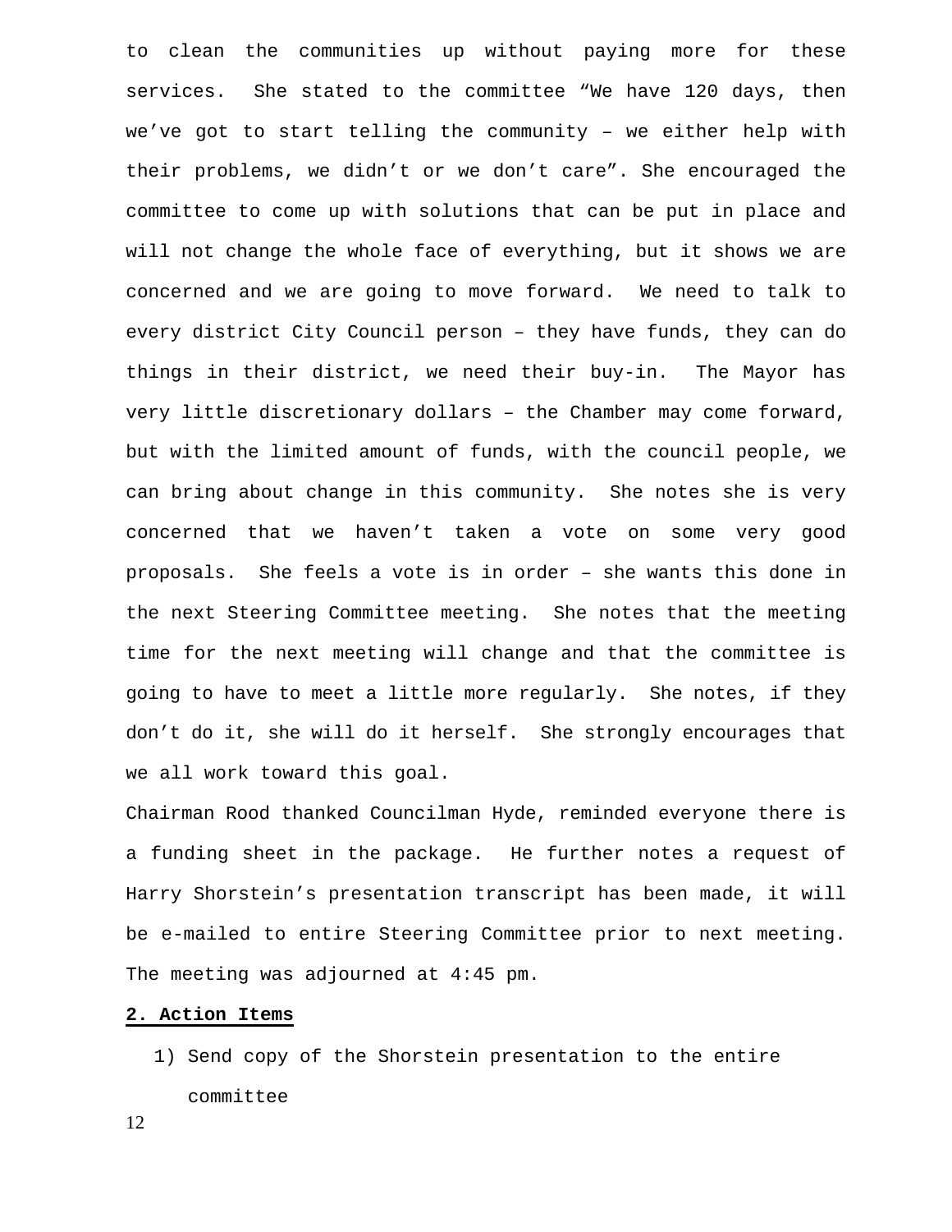to clean the communities up without paying more for these services. She stated to the committee “We have 120 days, then we’ve got to start telling the community – we either help with their problems, we didn’t or we don’t care”. She encouraged the committee to come up with solutions that can be put in place and will not change the whole face of everything, but it shows we are concerned and we are going to move forward. We need to talk to every district City Council person – they have funds, they can do things in their district, we need their buy-in. The Mayor has very little discretionary dollars – the Chamber may come forward, but with the limited amount of funds, with the council people, we can bring about change in this community. She notes she is very concerned that we haven’t taken a vote on some very good proposals. She feels a vote is in order – she wants this done in the next Steering Committee meeting. She notes that the meeting time for the next meeting will change and that the committee is going to have to meet a little more regularly. She notes, if they don’t do it, she will do it herself. She strongly encourages that we all work toward this goal.

Chairman Rood thanked Councilman Hyde, reminded everyone there is a funding sheet in the package. He further notes a request of Harry Shorstein’s presentation transcript has been made, it will be e-mailed to entire Steering Committee prior to next meeting. The meeting was adjourned at 4:45 pm.

## 2. Action Items

1) Send copy of the Shorstein presentation to the entire committee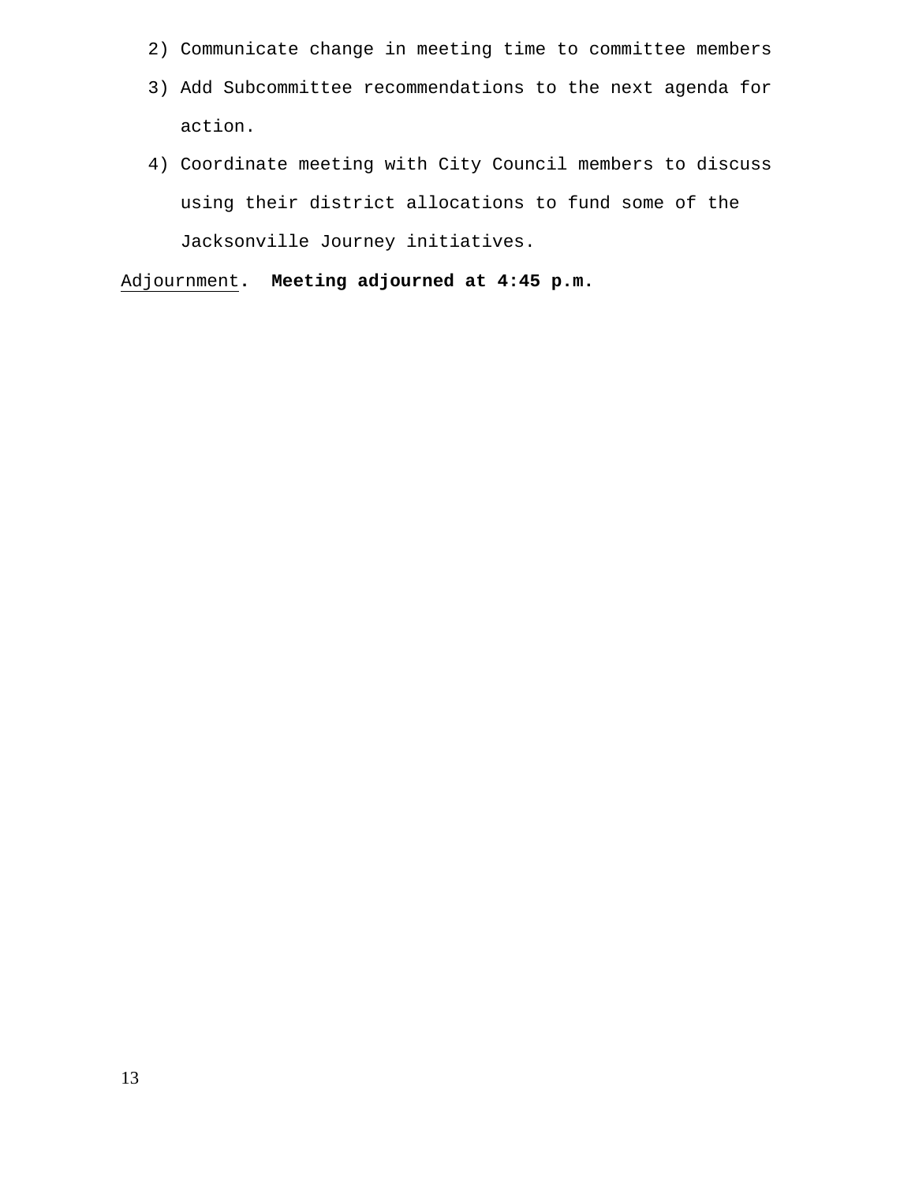2) Communicate change in meeting time to committee members
3) Add Subcommittee recommendations to the next agenda for action.
4) Coordinate meeting with City Council members to discuss using their district allocations to fund some of the Jacksonville Journey initiatives.

Adjournment. **Meeting adjourned at 4:45 p.m.**